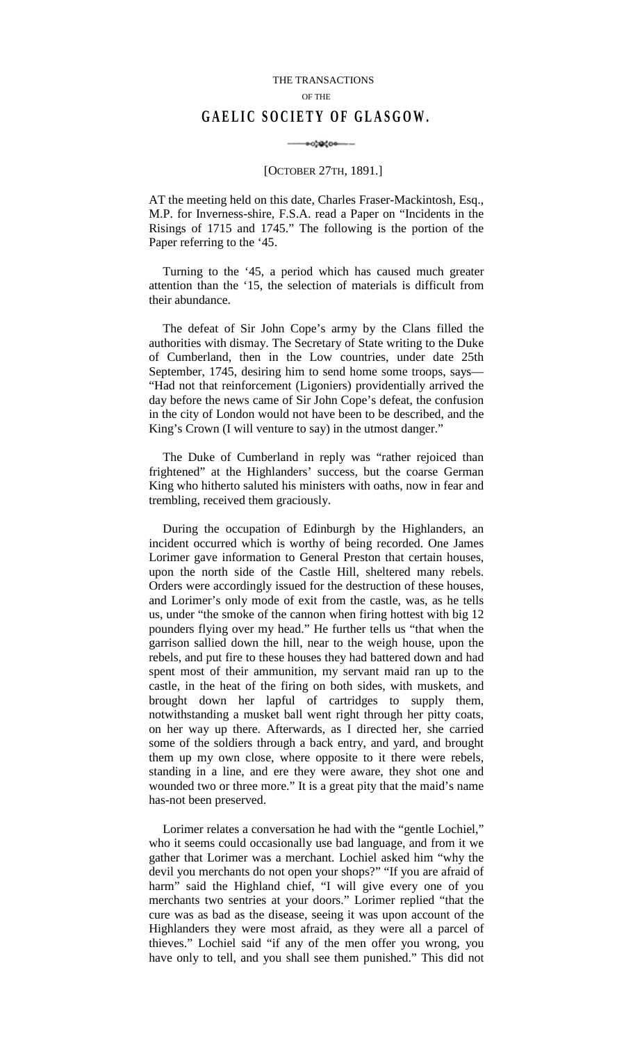THE TRANSACTIONS

OF THE

# GAELIC SOCIETY OF GLASGOW.

[OCTOBER 27TH, 1891.]

AT the meeting held on this date, Charles Fraser-Mackintosh, Esq., M.P. for Inverness-shire, F.S.A. read a Paper on "Incidents in the Risings of 1715 and 1745." The following is the portion of the Paper referring to the '45.

Turning to the '45, a period which has caused much greater attention than the '15, the selection of materials is difficult from their abundance.

The defeat of Sir John Cope's army by the Clans filled the authorities with dismay. The Secretary of State writing to the Duke of Cumberland, then in the Low countries, under date 25th September, 1745, desiring him to send home some troops, says—"Had not that reinforcement (Ligoniers) providentially arrived the day before the news came of Sir John Cope's defeat, the confusion in the city of London would not have been to be described, and the King's Crown (I will venture to say) in the utmost danger."

The Duke of Cumberland in reply was "rather rejoiced than frightened" at the Highlanders' success, but the coarse German King who hitherto saluted his ministers with oaths, now in fear and trembling, received them graciously.

During the occupation of Edinburgh by the Highlanders, an incident occurred which is worthy of being recorded. One James Lorimer gave information to General Preston that certain houses, upon the north side of the Castle Hill, sheltered many rebels. Orders were accordingly issued for the destruction of these houses, and Lorimer's only mode of exit from the castle, was, as he tells us, under "the smoke of the cannon when firing hottest with big 12 pounders flying over my head." He further tells us "that when the garrison sallied down the hill, near to the weigh house, upon the rebels, and put fire to these houses they had battered down and had spent most of their ammunition, my servant maid ran up to the castle, in the heat of the firing on both sides, with muskets, and brought down her lapful of cartridges to supply them, notwithstanding a musket ball went right through her pitty coats, on her way up there. Afterwards, as I directed her, she carried some of the soldiers through a back entry, and yard, and brought them up my own close, where opposite to it there were rebels, standing in a line, and ere they were aware, they shot one and wounded two or three more." It is a great pity that the maid's name has-not been preserved.

Lorimer relates a conversation he had with the "gentle Lochiel," who it seems could occasionally use bad language, and from it we gather that Lorimer was a merchant. Lochiel asked him "why the devil you merchants do not open your shops?" "If you are afraid of harm" said the Highland chief, "I will give every one of you merchants two sentries at your doors." Lorimer replied "that the cure was as bad as the disease, seeing it was upon account of the Highlanders they were most afraid, as they were all a parcel of thieves." Lochiel said "if any of the men offer you wrong, you have only to tell, and you shall see them punished." This did not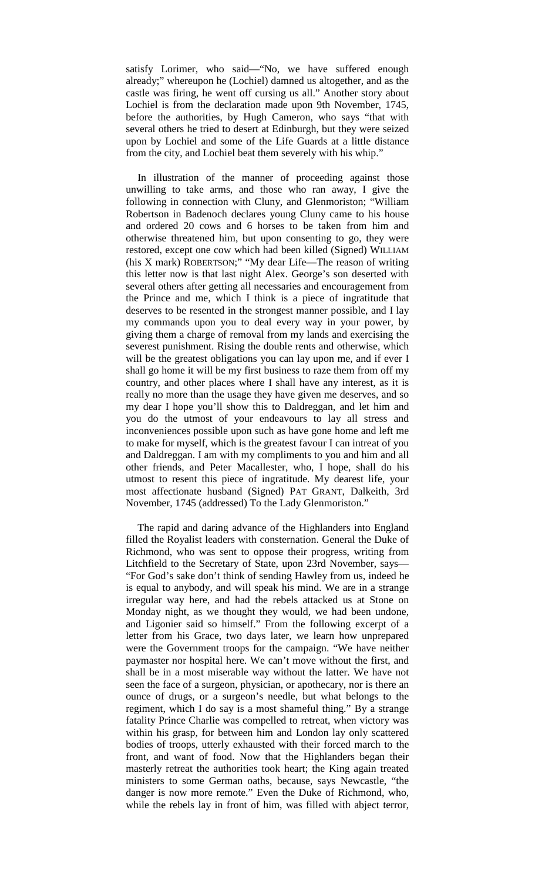satisfy Lorimer, who said—"No, we have suffered enough already;" whereupon he (Lochiel) damned us altogether, and as the castle was firing, he went off cursing us all." Another story about Lochiel is from the declaration made upon 9th November, 1745, before the authorities, by Hugh Cameron, who says "that with several others he tried to desert at Edinburgh, but they were seized upon by Lochiel and some of the Life Guards at a little distance from the city, and Lochiel beat them severely with his whip."

In illustration of the manner of proceeding against those unwilling to take arms, and those who ran away, I give the following in connection with Cluny, and Glenmoriston; "William Robertson in Badenoch declares young Cluny came to his house and ordered 20 cows and 6 horses to be taken from him and otherwise threatened him, but upon consenting to go, they were restored, except one cow which had been killed (Signed) WILLIAM (his X mark) ROBERTSON;" "My dear Life—The reason of writing this letter now is that last night Alex. George's son deserted with several others after getting all necessaries and encouragement from the Prince and me, which I think is a piece of ingratitude that deserves to be resented in the strongest manner possible, and I lay my commands upon you to deal every way in your power, by giving them a charge of removal from my lands and exercising the severest punishment. Rising the double rents and otherwise, which will be the greatest obligations you can lay upon me, and if ever I shall go home it will be my first business to raze them from off my country, and other places where I shall have any interest, as it is really no more than the usage they have given me deserves, and so my dear I hope you'll show this to Daldreggan, and let him and you do the utmost of your endeavours to lay all stress and inconveniences possible upon such as have gone home and left me to make for myself, which is the greatest favour I can intreat of you and Daldreggan. I am with my compliments to you and him and all other friends, and Peter Macallester, who, I hope, shall do his utmost to resent this piece of ingratitude. My dearest life, your most affectionate husband (Signed) PAT GRANT, Dalkeith, 3rd November, 1745 (addressed) To the Lady Glenmoriston."

The rapid and daring advance of the Highlanders into England filled the Royalist leaders with consternation. General the Duke of Richmond, who was sent to oppose their progress, writing from Litchfield to the Secretary of State, upon 23rd November, says—"For God's sake don't think of sending Hawley from us, indeed he is equal to anybody, and will speak his mind. We are in a strange irregular way here, and had the rebels attacked us at Stone on Monday night, as we thought they would, we had been undone, and Ligonier said so himself." From the following excerpt of a letter from his Grace, two days later, we learn how unprepared were the Government troops for the campaign. "We have neither paymaster nor hospital here. We can't move without the first, and shall be in a most miserable way without the latter. We have not seen the face of a surgeon, physician, or apothecary, nor is there an ounce of drugs, or a surgeon's needle, but what belongs to the regiment, which I do say is a most shameful thing." By a strange fatality Prince Charlie was compelled to retreat, when victory was within his grasp, for between him and London lay only scattered bodies of troops, utterly exhausted with their forced march to the front, and want of food. Now that the Highlanders began their masterly retreat the authorities took heart; the King again treated ministers to some German oaths, because, says Newcastle, "the danger is now more remote." Even the Duke of Richmond, who, while the rebels lay in front of him, was filled with abject terror,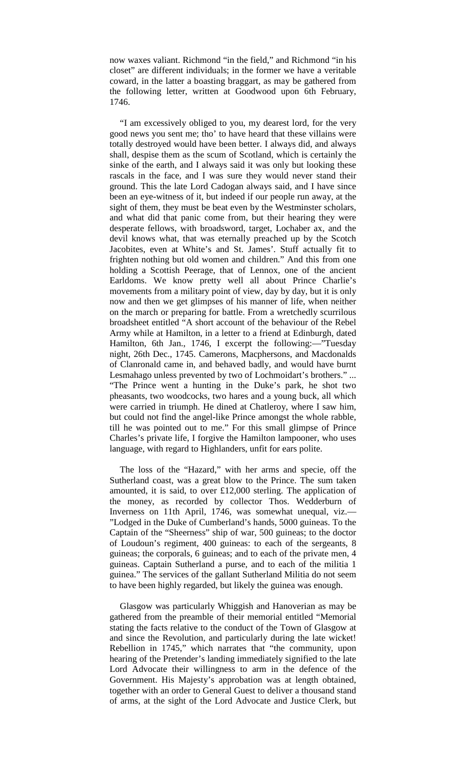now waxes valiant. Richmond "in the field," and Richmond "in his closet" are different individuals; in the former we have a veritable coward, in the latter a boasting braggart, as may be gathered from the following letter, written at Goodwood upon 6th February, 1746.

"I am excessively obliged to you, my dearest lord, for the very good news you sent me; tho' to have heard that these villains were totally destroyed would have been better. I always did, and always shall, despise them as the scum of Scotland, which is certainly the sinke of the earth, and I always said it was only but looking these rascals in the face, and I was sure they would never stand their ground. This the late Lord Cadogan always said, and I have since been an eye-witness of it, but indeed if our people run away, at the sight of them, they must be beat even by the Westminster scholars, and what did that panic come from, but their hearing they were desperate fellows, with broadsword, target, Lochaber ax, and the devil knows what, that was eternally preached up by the Scotch Jacobites, even at White's and St. James'. Stuff actually fit to frighten nothing but old women and children." And this from one holding a Scottish Peerage, that of Lennox, one of the ancient Earldoms. We know pretty well all about Prince Charlie's movements from a military point of view, day by day, but it is only now and then we get glimpses of his manner of life, when neither on the march or preparing for battle. From a wretchedly scurrilous broadsheet entitled "A short account of the behaviour of the Rebel Army while at Hamilton, in a letter to a friend at Edinburgh, dated Hamilton, 6th Jan., 1746, I excerpt the following:—"Tuesday night, 26th Dec., 1745. Camerons, Macphersons, and Macdonalds of Clanronald came in, and behaved badly, and would have burnt Lesmahago unless prevented by two of Lochmoidart's brothers." ... "The Prince went a hunting in the Duke's park, he shot two pheasants, two woodcocks, two hares and a young buck, all which were carried in triumph. He dined at Chatleroy, where I saw him, but could not find the angel-like Prince amongst the whole rabble, till he was pointed out to me." For this small glimpse of Prince Charles's private life, I forgive the Hamilton lampooner, who uses language, with regard to Highlanders, unfit for ears polite.

The loss of the "Hazard," with her arms and specie, off the Sutherland coast, was a great blow to the Prince. The sum taken amounted, it is said, to over £12,000 sterling. The application of the money, as recorded by collector Thos. Wedderburn of Inverness on 11th April, 1746, was somewhat unequal, viz.—"Lodged in the Duke of Cumberland's hands, 5000 guineas. To the Captain of the "Sheerness" ship of war, 500 guineas; to the doctor of Loudoun's regiment, 400 guineas: to each of the sergeants, 8 guineas; the corporals, 6 guineas; and to each of the private men, 4 guineas. Captain Sutherland a purse, and to each of the militia 1 guinea." The services of the gallant Sutherland Militia do not seem to have been highly regarded, but likely the guinea was enough.

Glasgow was particularly Whiggish and Hanoverian as may be gathered from the preamble of their memorial entitled "Memorial stating the facts relative to the conduct of the Town of Glasgow at and since the Revolution, and particularly during the late wicket! Rebellion in 1745," which narrates that "the community, upon hearing of the Pretender's landing immediately signified to the late Lord Advocate their willingness to arm in the defence of the Government. His Majesty's approbation was at length obtained, together with an order to General Guest to deliver a thousand stand of arms, at the sight of the Lord Advocate and Justice Clerk, but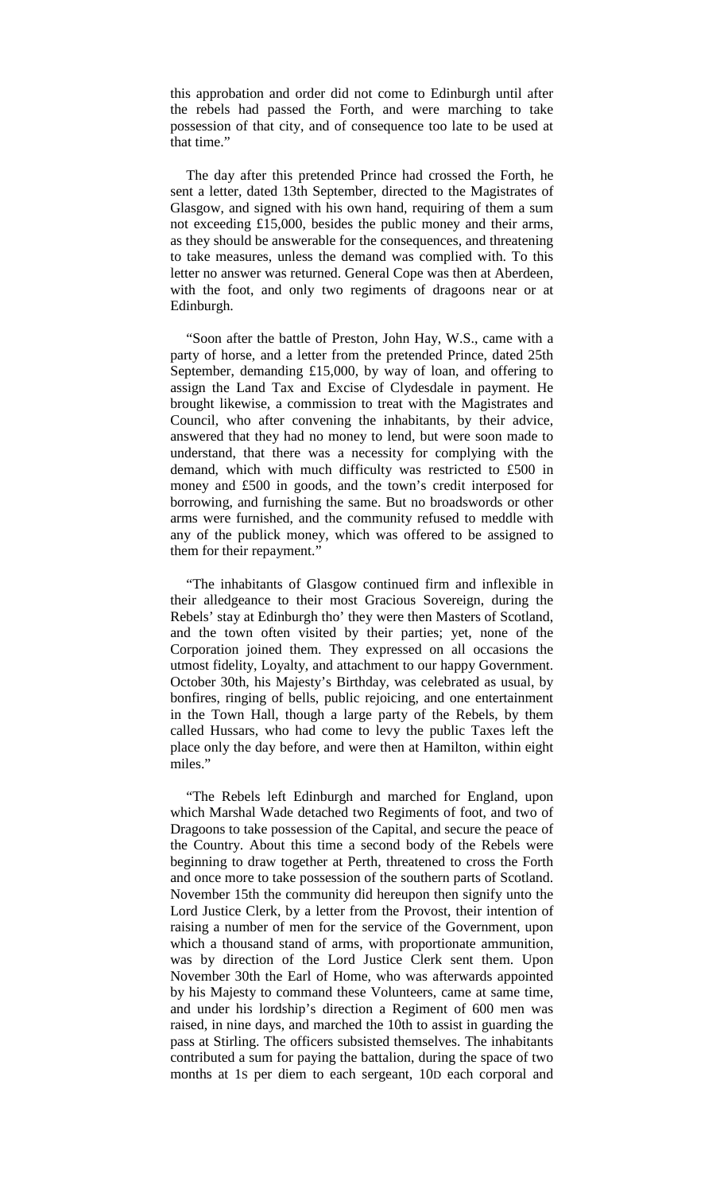this approbation and order did not come to Edinburgh until after the rebels had passed the Forth, and were marching to take possession of that city, and of consequence too late to be used at that time."

The day after this pretended Prince had crossed the Forth, he sent a letter, dated 13th September, directed to the Magistrates of Glasgow, and signed with his own hand, requiring of them a sum not exceeding £15,000, besides the public money and their arms, as they should be answerable for the consequences, and threatening to take measures, unless the demand was complied with. To this letter no answer was returned. General Cope was then at Aberdeen, with the foot, and only two regiments of dragoons near or at Edinburgh.

"Soon after the battle of Preston, John Hay, W.S., came with a party of horse, and a letter from the pretended Prince, dated 25th September, demanding £15,000, by way of loan, and offering to assign the Land Tax and Excise of Clydesdale in payment. He brought likewise, a commission to treat with the Magistrates and Council, who after convening the inhabitants, by their advice, answered that they had no money to lend, but were soon made to understand, that there was a necessity for complying with the demand, which with much difficulty was restricted to £500 in money and £500 in goods, and the town's credit interposed for borrowing, and furnishing the same. But no broadswords or other arms were furnished, and the community refused to meddle with any of the publick money, which was offered to be assigned to them for their repayment."

"The inhabitants of Glasgow continued firm and inflexible in their alledgeance to their most Gracious Sovereign, during the Rebels' stay at Edinburgh tho' they were then Masters of Scotland, and the town often visited by their parties; yet, none of the Corporation joined them. They expressed on all occasions the utmost fidelity, Loyalty, and attachment to our happy Government. October 30th, his Majesty's Birthday, was celebrated as usual, by bonfires, ringing of bells, public rejoicing, and one entertainment in the Town Hall, though a large party of the Rebels, by them called Hussars, who had come to levy the public Taxes left the place only the day before, and were then at Hamilton, within eight miles."

"The Rebels left Edinburgh and marched for England, upon which Marshal Wade detached two Regiments of foot, and two of Dragoons to take possession of the Capital, and secure the peace of the Country. About this time a second body of the Rebels were beginning to draw together at Perth, threatened to cross the Forth and once more to take possession of the southern parts of Scotland. November 15th the community did hereupon then signify unto the Lord Justice Clerk, by a letter from the Provost, their intention of raising a number of men for the service of the Government, upon which a thousand stand of arms, with proportionate ammunition, was by direction of the Lord Justice Clerk sent them. Upon November 30th the Earl of Home, who was afterwards appointed by his Majesty to command these Volunteers, came at same time, and under his lordship's direction a Regiment of 600 men was raised, in nine days, and marched the 10th to assist in guarding the pass at Stirling. The officers subsisted themselves. The inhabitants contributed a sum for paying the battalion, during the space of two months at 1S per diem to each sergeant, 10D each corporal and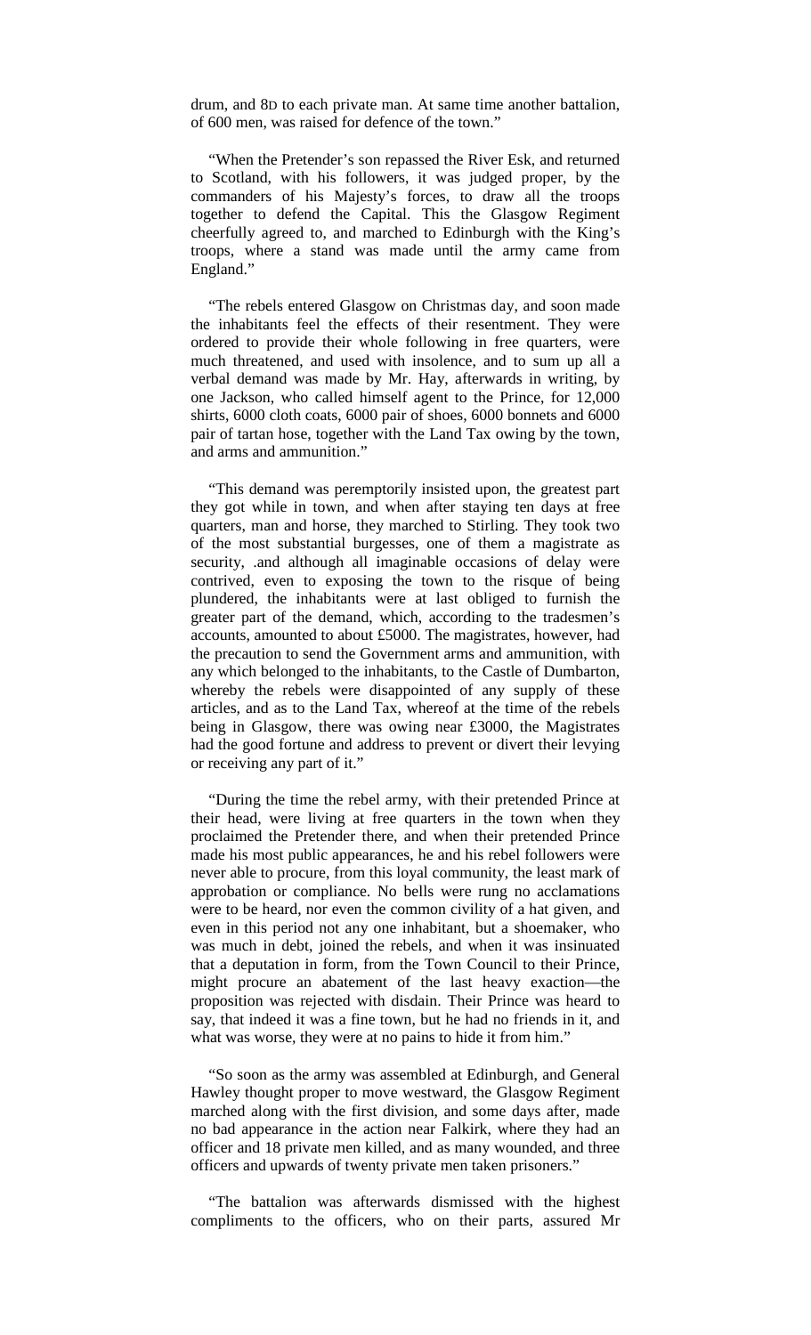drum, and 8D to each private man. At same time another battalion, of 600 men, was raised for defence of the town."

"When the Pretender's son repassed the River Esk, and returned to Scotland, with his followers, it was judged proper, by the commanders of his Majesty's forces, to draw all the troops together to defend the Capital. This the Glasgow Regiment cheerfully agreed to, and marched to Edinburgh with the King's troops, where a stand was made until the army came from England."

"The rebels entered Glasgow on Christmas day, and soon made the inhabitants feel the effects of their resentment. They were ordered to provide their whole following in free quarters, were much threatened, and used with insolence, and to sum up all a verbal demand was made by Mr. Hay, afterwards in writing, by one Jackson, who called himself agent to the Prince, for 12,000 shirts, 6000 cloth coats, 6000 pair of shoes, 6000 bonnets and 6000 pair of tartan hose, together with the Land Tax owing by the town, and arms and ammunition."

"This demand was peremptorily insisted upon, the greatest part they got while in town, and when after staying ten days at free quarters, man and horse, they marched to Stirling. They took two of the most substantial burgesses, one of them a magistrate as security, .and although all imaginable occasions of delay were contrived, even to exposing the town to the risque of being plundered, the inhabitants were at last obliged to furnish the greater part of the demand, which, according to the tradesmen's accounts, amounted to about £5000. The magistrates, however, had the precaution to send the Government arms and ammunition, with any which belonged to the inhabitants, to the Castle of Dumbarton, whereby the rebels were disappointed of any supply of these articles, and as to the Land Tax, whereof at the time of the rebels being in Glasgow, there was owing near £3000, the Magistrates had the good fortune and address to prevent or divert their levying or receiving any part of it."

"During the time the rebel army, with their pretended Prince at their head, were living at free quarters in the town when they proclaimed the Pretender there, and when their pretended Prince made his most public appearances, he and his rebel followers were never able to procure, from this loyal community, the least mark of approbation or compliance. No bells were rung no acclamations were to be heard, nor even the common civility of a hat given, and even in this period not any one inhabitant, but a shoemaker, who was much in debt, joined the rebels, and when it was insinuated that a deputation in form, from the Town Council to their Prince, might procure an abatement of the last heavy exaction—the proposition was rejected with disdain. Their Prince was heard to say, that indeed it was a fine town, but he had no friends in it, and what was worse, they were at no pains to hide it from him."

"So soon as the army was assembled at Edinburgh, and General Hawley thought proper to move westward, the Glasgow Regiment marched along with the first division, and some days after, made no bad appearance in the action near Falkirk, where they had an officer and 18 private men killed, and as many wounded, and three officers and upwards of twenty private men taken prisoners."

"The battalion was afterwards dismissed with the highest compliments to the officers, who on their parts, assured Mr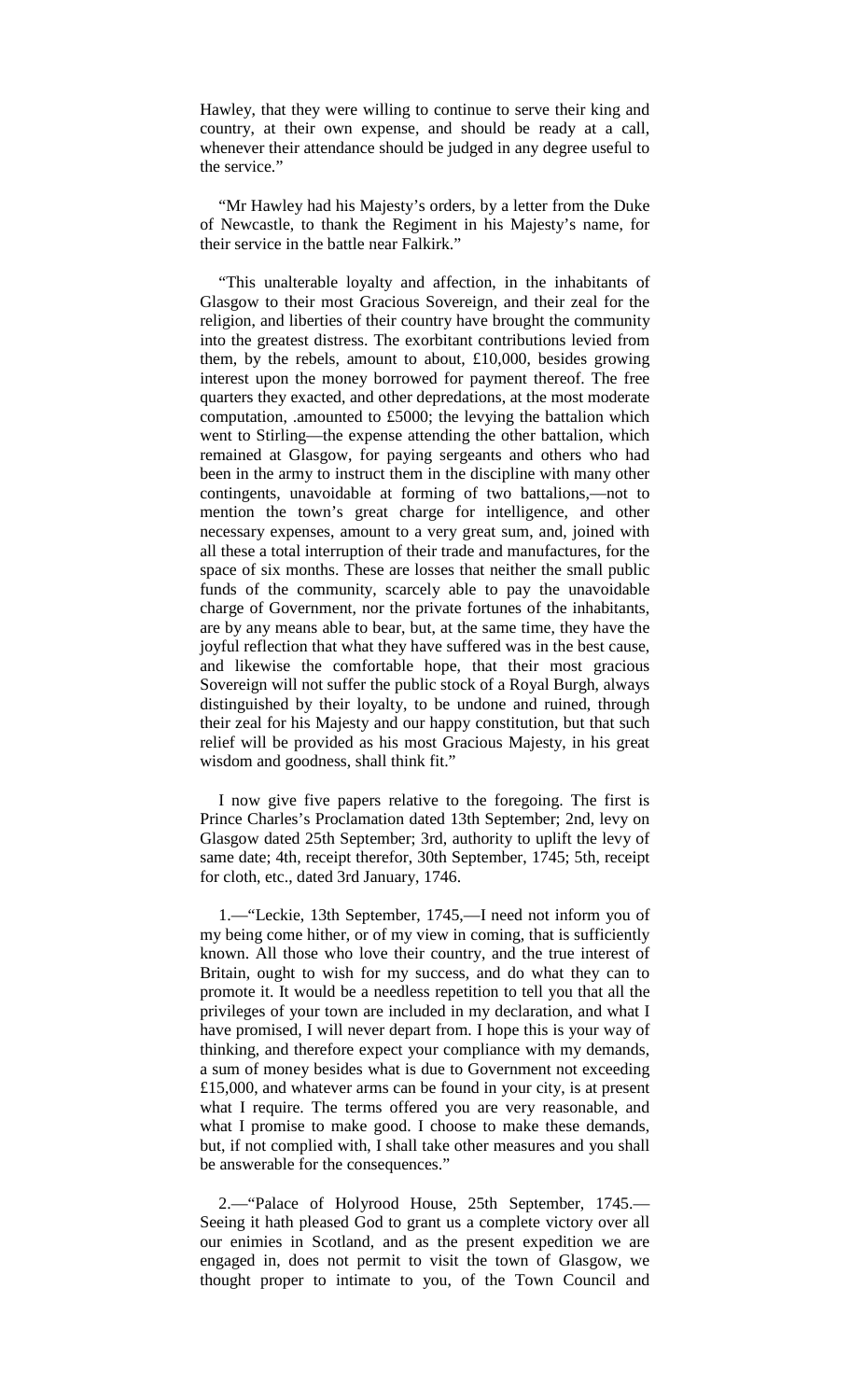Hawley, that they were willing to continue to serve their king and country, at their own expense, and should be ready at a call, whenever their attendance should be judged in any degree useful to the service."

"Mr Hawley had his Majesty's orders, by a letter from the Duke of Newcastle, to thank the Regiment in his Majesty's name, for their service in the battle near Falkirk."

"This unalterable loyalty and affection, in the inhabitants of Glasgow to their most Gracious Sovereign, and their zeal for the religion, and liberties of their country have brought the community into the greatest distress. The exorbitant contributions levied from them, by the rebels, amount to about, £10,000, besides growing interest upon the money borrowed for payment thereof. The free quarters they exacted, and other depredations, at the most moderate computation, .amounted to £5000; the levying the battalion which went to Stirling—the expense attending the other battalion, which remained at Glasgow, for paying sergeants and others who had been in the army to instruct them in the discipline with many other contingents, unavoidable at forming of two battalions,—not to mention the town's great charge for intelligence, and other necessary expenses, amount to a very great sum, and, joined with all these a total interruption of their trade and manufactures, for the space of six months. These are losses that neither the small public funds of the community, scarcely able to pay the unavoidable charge of Government, nor the private fortunes of the inhabitants, are by any means able to bear, but, at the same time, they have the joyful reflection that what they have suffered was in the best cause, and likewise the comfortable hope, that their most gracious Sovereign will not suffer the public stock of a Royal Burgh, always distinguished by their loyalty, to be undone and ruined, through their zeal for his Majesty and our happy constitution, but that such relief will be provided as his most Gracious Majesty, in his great wisdom and goodness, shall think fit."

I now give five papers relative to the foregoing. The first is Prince Charles's Proclamation dated 13th September; 2nd, levy on Glasgow dated 25th September; 3rd, authority to uplift the levy of same date; 4th, receipt therefor, 30th September, 1745; 5th, receipt for cloth, etc., dated 3rd January, 1746.

1.—"Leckie, 13th September, 1745,—I need not inform you of my being come hither, or of my view in coming, that is sufficiently known. All those who love their country, and the true interest of Britain, ought to wish for my success, and do what they can to promote it. It would be a needless repetition to tell you that all the privileges of your town are included in my declaration, and what I have promised, I will never depart from. I hope this is your way of thinking, and therefore expect your compliance with my demands, a sum of money besides what is due to Government not exceeding £15,000, and whatever arms can be found in your city, is at present what I require. The terms offered you are very reasonable, and what I promise to make good. I choose to make these demands, but, if not complied with, I shall take other measures and you shall be answerable for the consequences."

2.—"Palace of Holyrood House, 25th September, 1745.—Seeing it hath pleased God to grant us a complete victory over all our enimies in Scotland, and as the present expedition we are engaged in, does not permit to visit the town of Glasgow, we thought proper to intimate to you, of the Town Council and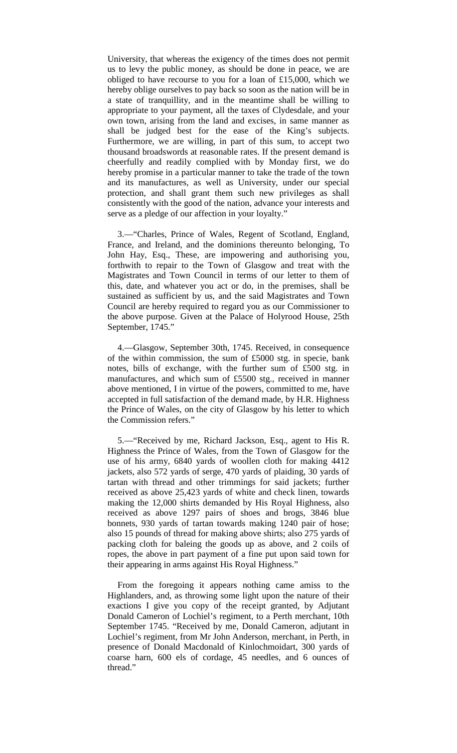University, that whereas the exigency of the times does not permit us to levy the public money, as should be done in peace, we are obliged to have recourse to you for a loan of £15,000, which we hereby oblige ourselves to pay back so soon as the nation will be in a state of tranquillity, and in the meantime shall be willing to appropriate to your payment, all the taxes of Clydesdale, and your own town, arising from the land and excises, in same manner as shall be judged best for the ease of the King's subjects. Furthermore, we are willing, in part of this sum, to accept two thousand broadswords at reasonable rates. If the present demand is cheerfully and readily complied with by Monday first, we do hereby promise in a particular manner to take the trade of the town and its manufactures, as well as University, under our special protection, and shall grant them such new privileges as shall consistently with the good of the nation, advance your interests and serve as a pledge of our affection in your loyalty."

3.—"Charles, Prince of Wales, Regent of Scotland, England, France, and Ireland, and the dominions thereunto belonging, To John Hay, Esq., These, are impowering and authorising you, forthwith to repair to the Town of Glasgow and treat with the Magistrates and Town Council in terms of our letter to them of this, date, and whatever you act or do, in the premises, shall be sustained as sufficient by us, and the said Magistrates and Town Council are hereby required to regard you as our Commissioner to the above purpose. Given at the Palace of Holyrood House, 25th September, 1745."

4.—Glasgow, September 30th, 1745. Received, in consequence of the within commission, the sum of £5000 stg. in specie, bank notes, bills of exchange, with the further sum of £500 stg. in manufactures, and which sum of £5500 stg., received in manner above mentioned, I in virtue of the powers, committed to me, have accepted in full satisfaction of the demand made, by H.R. Highness the Prince of Wales, on the city of Glasgow by his letter to which the Commission refers."

5.—"Received by me, Richard Jackson, Esq., agent to His R. Highness the Prince of Wales, from the Town of Glasgow for the use of his army, 6840 yards of woollen cloth for making 4412 jackets, also 572 yards of serge, 470 yards of plaiding, 30 yards of tartan with thread and other trimmings for said jackets; further received as above 25,423 yards of white and check linen, towards making the 12,000 shirts demanded by His Royal Highness, also received as above 1297 pairs of shoes and brogs, 3846 blue bonnets, 930 yards of tartan towards making 1240 pair of hose; also 15 pounds of thread for making above shirts; also 275 yards of packing cloth for baleing the goods up as above, and 2 coils of ropes, the above in part payment of a fine put upon said town for their appearing in arms against His Royal Highness."

From the foregoing it appears nothing came amiss to the Highlanders, and, as throwing some light upon the nature of their exactions I give you copy of the receipt granted, by Adjutant Donald Cameron of Lochiel's regiment, to a Perth merchant, 10th September 1745. "Received by me, Donald Cameron, adjutant in Lochiel's regiment, from Mr John Anderson, merchant, in Perth, in presence of Donald Macdonald of Kinlochmoidart, 300 yards of coarse harn, 600 els of cordage, 45 needles, and 6 ounces of thread."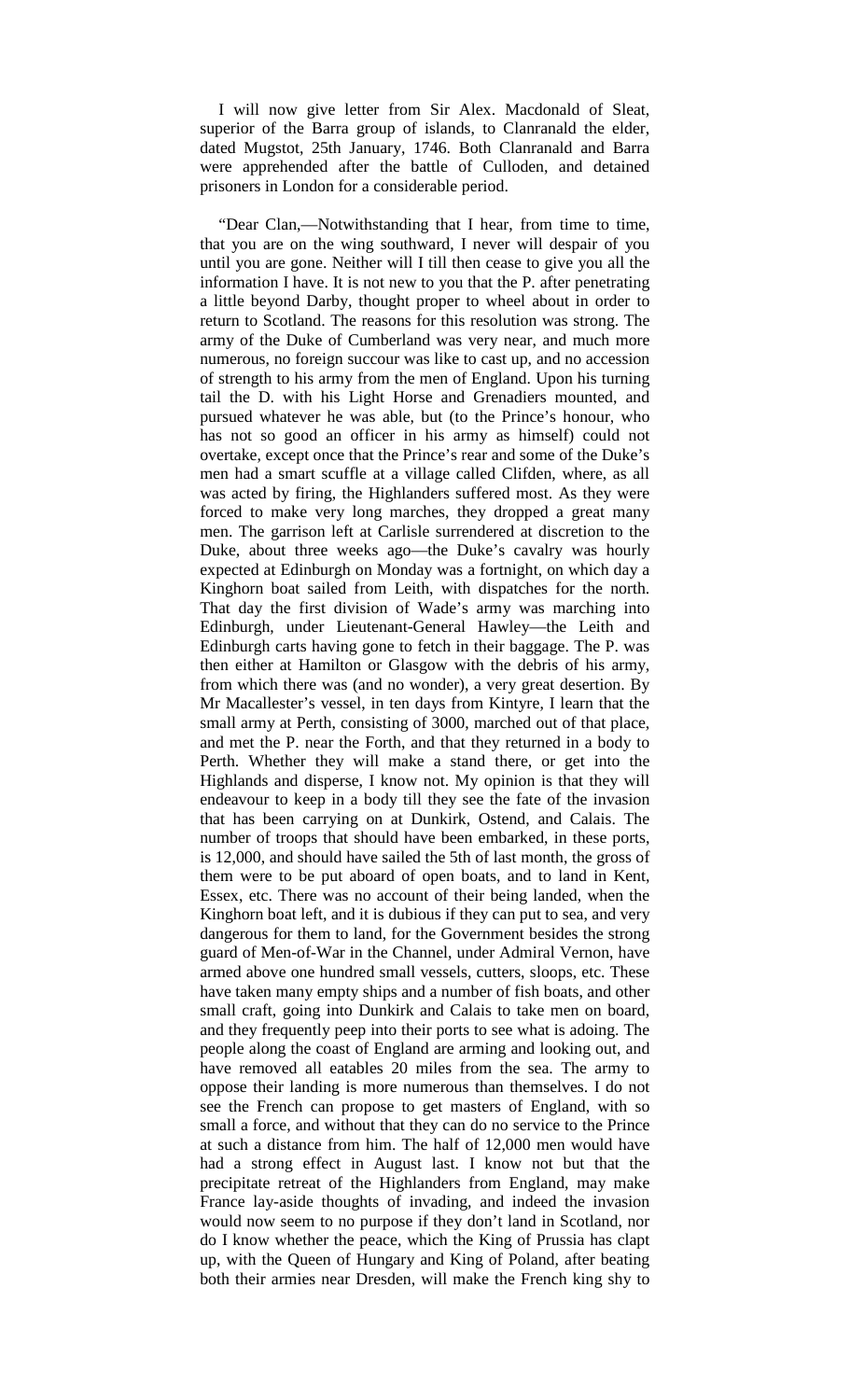I will now give letter from Sir Alex. Macdonald of Sleat, superior of the Barra group of islands, to Clanranald the elder, dated Mugstot, 25th January, 1746. Both Clanranald and Barra were apprehended after the battle of Culloden, and detained prisoners in London for a considerable period.

"Dear Clan,—Notwithstanding that I hear, from time to time, that you are on the wing southward, I never will despair of you until you are gone. Neither will I till then cease to give you all the information I have. It is not new to you that the P. after penetrating a little beyond Darby, thought proper to wheel about in order to return to Scotland. The reasons for this resolution was strong. The army of the Duke of Cumberland was very near, and much more numerous, no foreign succour was like to cast up, and no accession of strength to his army from the men of England. Upon his turning tail the D. with his Light Horse and Grenadiers mounted, and pursued whatever he was able, but (to the Prince's honour, who has not so good an officer in his army as himself) could not overtake, except once that the Prince's rear and some of the Duke's men had a smart scuffle at a village called Clifden, where, as all was acted by firing, the Highlanders suffered most. As they were forced to make very long marches, they dropped a great many men. The garrison left at Carlisle surrendered at discretion to the Duke, about three weeks ago—the Duke's cavalry was hourly expected at Edinburgh on Monday was a fortnight, on which day a Kinghorn boat sailed from Leith, with dispatches for the north. That day the first division of Wade's army was marching into Edinburgh, under Lieutenant-General Hawley—the Leith and Edinburgh carts having gone to fetch in their baggage. The P. was then either at Hamilton or Glasgow with the debris of his army, from which there was (and no wonder), a very great desertion. By Mr Macallester's vessel, in ten days from Kintyre, I learn that the small army at Perth, consisting of 3000, marched out of that place, and met the P. near the Forth, and that they returned in a body to Perth. Whether they will make a stand there, or get into the Highlands and disperse, I know not. My opinion is that they will endeavour to keep in a body till they see the fate of the invasion that has been carrying on at Dunkirk, Ostend, and Calais. The number of troops that should have been embarked, in these ports, is 12,000, and should have sailed the 5th of last month, the gross of them were to be put aboard of open boats, and to land in Kent, Essex, etc. There was no account of their being landed, when the Kinghorn boat left, and it is dubious if they can put to sea, and very dangerous for them to land, for the Government besides the strong guard of Men-of-War in the Channel, under Admiral Vernon, have armed above one hundred small vessels, cutters, sloops, etc. These have taken many empty ships and a number of fish boats, and other small craft, going into Dunkirk and Calais to take men on board, and they frequently peep into their ports to see what is adoing. The people along the coast of England are arming and looking out, and have removed all eatables 20 miles from the sea. The army to oppose their landing is more numerous than themselves. I do not see the French can propose to get masters of England, with so small a force, and without that they can do no service to the Prince at such a distance from him. The half of 12,000 men would have had a strong effect in August last. I know not but that the precipitate retreat of the Highlanders from England, may make France lay-aside thoughts of invading, and indeed the invasion would now seem to no purpose if they don't land in Scotland, nor do I know whether the peace, which the King of Prussia has clapt up, with the Queen of Hungary and King of Poland, after beating both their armies near Dresden, will make the French king shy to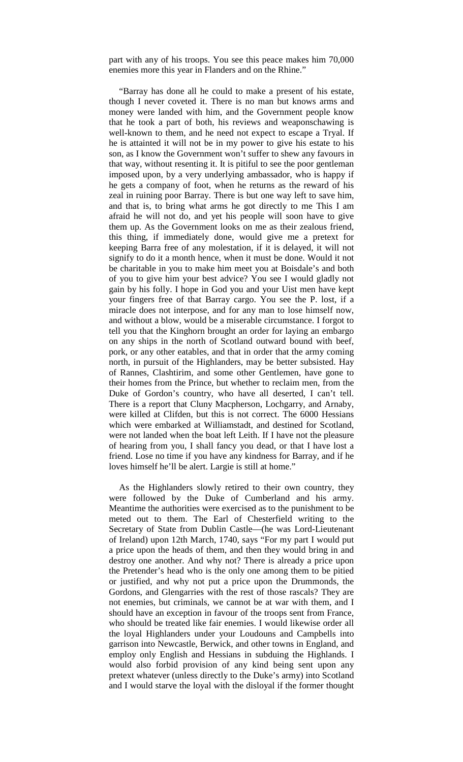part with any of his troops. You see this peace makes him 70,000 enemies more this year in Flanders and on the Rhine."

"Barray has done all he could to make a present of his estate, though I never coveted it. There is no man but knows arms and money were landed with him, and the Government people know that he took a part of both, his reviews and weaponschawing is well-known to them, and he need not expect to escape a Tryal. If he is attainted it will not be in my power to give his estate to his son, as I know the Government won't suffer to shew any favours in that way, without resenting it. It is pitiful to see the poor gentleman imposed upon, by a very underlying ambassador, who is happy if he gets a company of foot, when he returns as the reward of his zeal in ruining poor Barray. There is but one way left to save him, and that is, to bring what arms he got directly to me This I am afraid he will not do, and yet his people will soon have to give them up. As the Government looks on me as their zealous friend, this thing, if immediately done, would give me a pretext for keeping Barra free of any molestation, if it is delayed, it will not signify to do it a month hence, when it must be done. Would it not be charitable in you to make him meet you at Boisdale's and both of you to give him your best advice? You see I would gladly not gain by his folly. I hope in God you and your Uist men have kept your fingers free of that Barray cargo. You see the P. lost, if a miracle does not interpose, and for any man to lose himself now, and without a blow, would be a miserable circumstance. I forgot to tell you that the Kinghorn brought an order for laying an embargo on any ships in the north of Scotland outward bound with beef, pork, or any other eatables, and that in order that the army coming north, in pursuit of the Highlanders, may be better subsisted. Hay of Rannes, Clashtirim, and some other Gentlemen, have gone to their homes from the Prince, but whether to reclaim men, from the Duke of Gordon's country, who have all deserted, I can't tell. There is a report that Cluny Macpherson, Lochgarry, and Arnaby, were killed at Clifden, but this is not correct. The 6000 Hessians which were embarked at Williamstadt, and destined for Scotland, were not landed when the boat left Leith. If I have not the pleasure of hearing from you, I shall fancy you dead, or that I have lost a friend. Lose no time if you have any kindness for Barray, and if he loves himself he'll be alert. Largie is still at home."

As the Highlanders slowly retired to their own country, they were followed by the Duke of Cumberland and his army. Meantime the authorities were exercised as to the punishment to be meted out to them. The Earl of Chesterfield writing to the Secretary of State from Dublin Castle—(he was Lord-Lieutenant of Ireland) upon 12th March, 1740, says "For my part I would put a price upon the heads of them, and then they would bring in and destroy one another. And why not? There is already a price upon the Pretender's head who is the only one among them to be pitied or justified, and why not put a price upon the Drummonds, the Gordons, and Glengarries with the rest of those rascals? They are not enemies, but criminals, we cannot be at war with them, and I should have an exception in favour of the troops sent from France, who should be treated like fair enemies. I would likewise order all the loyal Highlanders under your Loudouns and Campbells into garrison into Newcastle, Berwick, and other towns in England, and employ only English and Hessians in subduing the Highlands. I would also forbid provision of any kind being sent upon any pretext whatever (unless directly to the Duke's army) into Scotland and I would starve the loyal with the disloyal if the former thought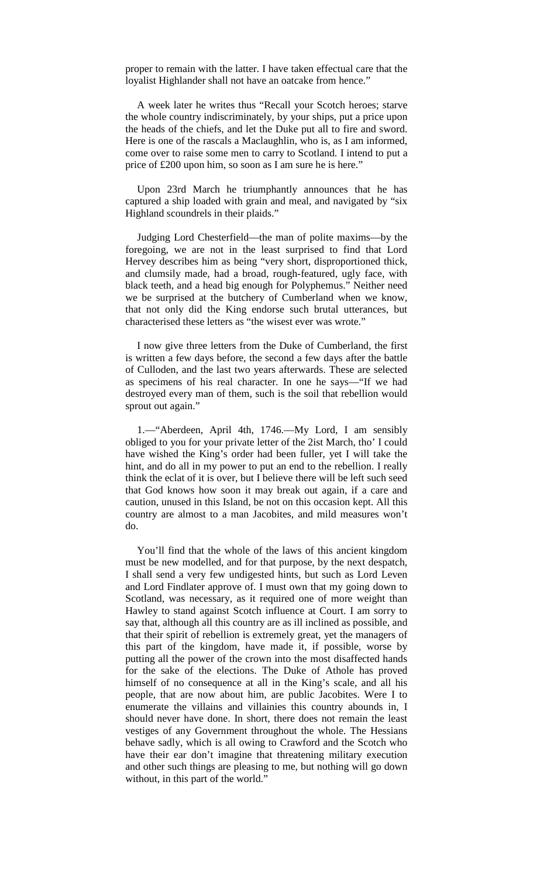proper to remain with the latter. I have taken effectual care that the loyalist Highlander shall not have an oatcake from hence."

A week later he writes thus "Recall your Scotch heroes; starve the whole country indiscriminately, by your ships, put a price upon the heads of the chiefs, and let the Duke put all to fire and sword. Here is one of the rascals a Maclaughlin, who is, as I am informed, come over to raise some men to carry to Scotland. I intend to put a price of £200 upon him, so soon as I am sure he is here."

Upon 23rd March he triumphantly announces that he has captured a ship loaded with grain and meal, and navigated by "six Highland scoundrels in their plaids."

Judging Lord Chesterfield—the man of polite maxims—by the foregoing, we are not in the least surprised to find that Lord Hervey describes him as being "very short, disproportioned thick, and clumsily made, had a broad, rough-featured, ugly face, with black teeth, and a head big enough for Polyphemus." Neither need we be surprised at the butchery of Cumberland when we know, that not only did the King endorse such brutal utterances, but characterised these letters as "the wisest ever was wrote."

I now give three letters from the Duke of Cumberland, the first is written a few days before, the second a few days after the battle of Culloden, and the last two years afterwards. These are selected as specimens of his real character. In one he says—"If we had destroyed every man of them, such is the soil that rebellion would sprout out again."

1.—"Aberdeen, April 4th, 1746.—My Lord, I am sensibly obliged to you for your private letter of the 2ist March, tho' I could have wished the King's order had been fuller, yet I will take the hint, and do all in my power to put an end to the rebellion. I really think the eclat of it is over, but I believe there will be left such seed that God knows how soon it may break out again, if a care and caution, unused in this Island, be not on this occasion kept. All this country are almost to a man Jacobites, and mild measures won't do.

You'll find that the whole of the laws of this ancient kingdom must be new modelled, and for that purpose, by the next despatch, I shall send a very few undigested hints, but such as Lord Leven and Lord Findlater approve of. I must own that my going down to Scotland, was necessary, as it required one of more weight than Hawley to stand against Scotch influence at Court. I am sorry to say that, although all this country are as ill inclined as possible, and that their spirit of rebellion is extremely great, yet the managers of this part of the kingdom, have made it, if possible, worse by putting all the power of the crown into the most disaffected hands for the sake of the elections. The Duke of Athole has proved himself of no consequence at all in the King's scale, and all his people, that are now about him, are public Jacobites. Were I to enumerate the villains and villainies this country abounds in, I should never have done. In short, there does not remain the least vestiges of any Government throughout the whole. The Hessians behave sadly, which is all owing to Crawford and the Scotch who have their ear don't imagine that threatening military execution and other such things are pleasing to me, but nothing will go down without, in this part of the world."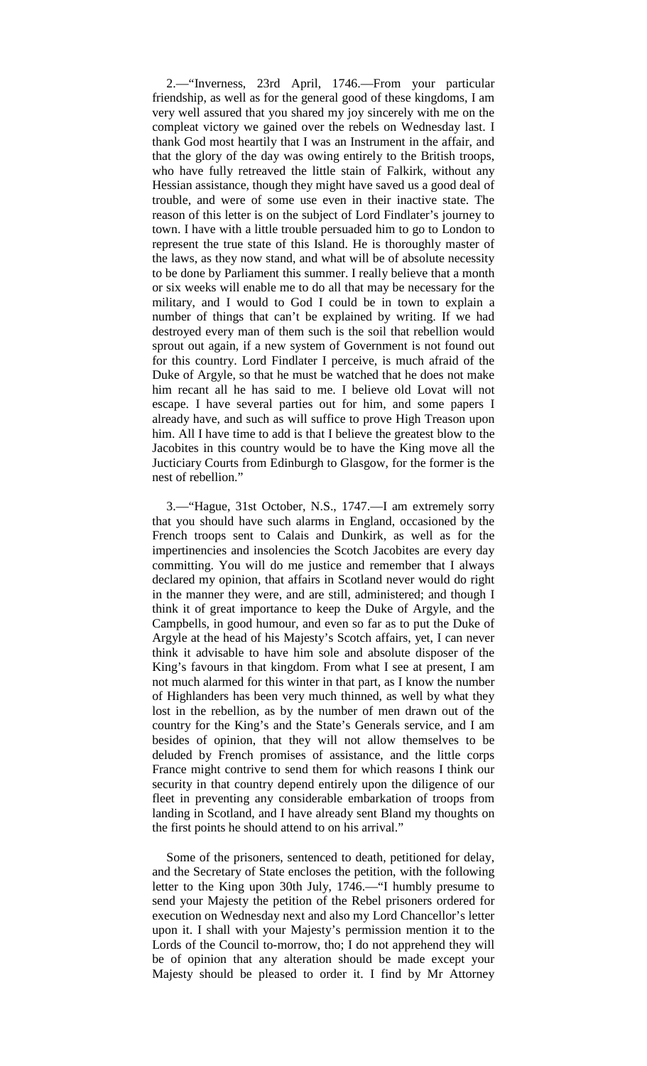2.—"Inverness, 23rd April, 1746.—From your particular friendship, as well as for the general good of these kingdoms, I am very well assured that you shared my joy sincerely with me on the compleat victory we gained over the rebels on Wednesday last. I thank God most heartily that I was an Instrument in the affair, and that the glory of the day was owing entirely to the British troops, who have fully retreaved the little stain of Falkirk, without any Hessian assistance, though they might have saved us a good deal of trouble, and were of some use even in their inactive state. The reason of this letter is on the subject of Lord Findlater's journey to town. I have with a little trouble persuaded him to go to London to represent the true state of this Island. He is thoroughly master of the laws, as they now stand, and what will be of absolute necessity to be done by Parliament this summer. I really believe that a month or six weeks will enable me to do all that may be necessary for the military, and I would to God I could be in town to explain a number of things that can't be explained by writing. If we had destroyed every man of them such is the soil that rebellion would sprout out again, if a new system of Government is not found out for this country. Lord Findlater I perceive, is much afraid of the Duke of Argyle, so that he must be watched that he does not make him recant all he has said to me. I believe old Lovat will not escape. I have several parties out for him, and some papers I already have, and such as will suffice to prove High Treason upon him. All I have time to add is that I believe the greatest blow to the Jacobites in this country would be to have the King move all the Jucticiary Courts from Edinburgh to Glasgow, for the former is the nest of rebellion."

3.—"Hague, 31st October, N.S., 1747.—I am extremely sorry that you should have such alarms in England, occasioned by the French troops sent to Calais and Dunkirk, as well as for the impertinencies and insolencies the Scotch Jacobites are every day committing. You will do me justice and remember that I always declared my opinion, that affairs in Scotland never would do right in the manner they were, and are still, administered; and though I think it of great importance to keep the Duke of Argyle, and the Campbells, in good humour, and even so far as to put the Duke of Argyle at the head of his Majesty's Scotch affairs, yet, I can never think it advisable to have him sole and absolute disposer of the King's favours in that kingdom. From what I see at present, I am not much alarmed for this winter in that part, as I know the number of Highlanders has been very much thinned, as well by what they lost in the rebellion, as by the number of men drawn out of the country for the King's and the State's Generals service, and I am besides of opinion, that they will not allow themselves to be deluded by French promises of assistance, and the little corps France might contrive to send them for which reasons I think our security in that country depend entirely upon the diligence of our fleet in preventing any considerable embarkation of troops from landing in Scotland, and I have already sent Bland my thoughts on the first points he should attend to on his arrival."

Some of the prisoners, sentenced to death, petitioned for delay, and the Secretary of State encloses the petition, with the following letter to the King upon 30th July, 1746.—"I humbly presume to send your Majesty the petition of the Rebel prisoners ordered for execution on Wednesday next and also my Lord Chancellor's letter upon it. I shall with your Majesty's permission mention it to the Lords of the Council to-morrow, tho; I do not apprehend they will be of opinion that any alteration should be made except your Majesty should be pleased to order it. I find by Mr Attorney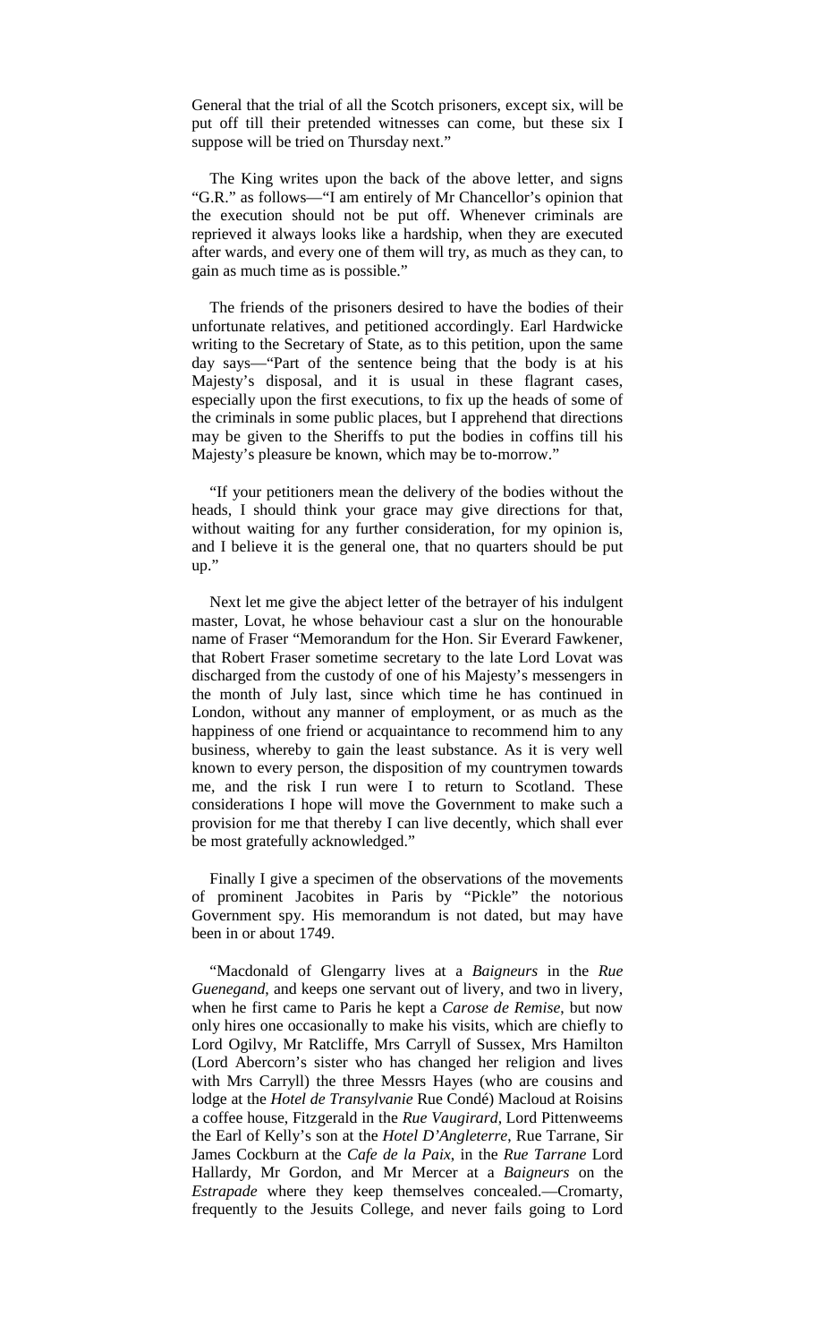General that the trial of all the Scotch prisoners, except six, will be put off till their pretended witnesses can come, but these six I suppose will be tried on Thursday next."

The King writes upon the back of the above letter, and signs "G.R." as follows—"I am entirely of Mr Chancellor's opinion that the execution should not be put off. Whenever criminals are reprieved it always looks like a hardship, when they are executed after wards, and every one of them will try, as much as they can, to gain as much time as is possible."

The friends of the prisoners desired to have the bodies of their unfortunate relatives, and petitioned accordingly. Earl Hardwicke writing to the Secretary of State, as to this petition, upon the same day says—"Part of the sentence being that the body is at his Majesty's disposal, and it is usual in these flagrant cases, especially upon the first executions, to fix up the heads of some of the criminals in some public places, but I apprehend that directions may be given to the Sheriffs to put the bodies in coffins till his Majesty's pleasure be known, which may be to-morrow."

"If your petitioners mean the delivery of the bodies without the heads, I should think your grace may give directions for that, without waiting for any further consideration, for my opinion is, and I believe it is the general one, that no quarters should be put up."

Next let me give the abject letter of the betrayer of his indulgent master, Lovat, he whose behaviour cast a slur on the honourable name of Fraser "Memorandum for the Hon. Sir Everard Fawkener, that Robert Fraser sometime secretary to the late Lord Lovat was discharged from the custody of one of his Majesty's messengers in the month of July last, since which time he has continued in London, without any manner of employment, or as much as the happiness of one friend or acquaintance to recommend him to any business, whereby to gain the least substance. As it is very well known to every person, the disposition of my countrymen towards me, and the risk I run were I to return to Scotland. These considerations I hope will move the Government to make such a provision for me that thereby I can live decently, which shall ever be most gratefully acknowledged."

Finally I give a specimen of the observations of the movements of prominent Jacobites in Paris by "Pickle" the notorious Government spy. His memorandum is not dated, but may have been in or about 1749.

"Macdonald of Glengarry lives at a *Baigneurs* in the *Rue Guenegand*, and keeps one servant out of livery, and two in livery, when he first came to Paris he kept a *Carose de Remise*, but now only hires one occasionally to make his visits, which are chiefly to Lord Ogilvy, Mr Ratcliffe, Mrs Carryll of Sussex, Mrs Hamilton (Lord Abercorn's sister who has changed her religion and lives with Mrs Carryll) the three Messrs Hayes (who are cousins and lodge at the *Hotel de Transylvanie* Rue Condé) Macloud at Roisins a coffee house, Fitzgerald in the *Rue Vaugirard*, Lord Pittenweems the Earl of Kelly's son at the *Hotel D'Angleterre*, Rue Tarrane, Sir James Cockburn at the *Cafe de la Paix*, in the *Rue Tarrane* Lord Hallardy, Mr Gordon, and Mr Mercer at a *Baigneurs* on the *Estrapade* where they keep themselves concealed.—Cromarty, frequently to the Jesuits College, and never fails going to Lord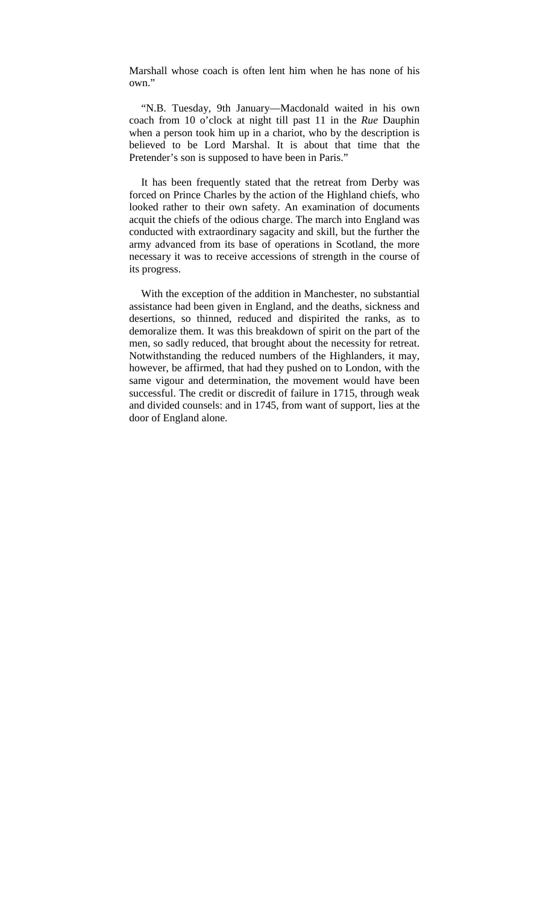Marshall whose coach is often lent him when he has none of his own."

"N.B. Tuesday, 9th January—Macdonald waited in his own coach from 10 o'clock at night till past 11 in the *Rue* Dauphin when a person took him up in a chariot, who by the description is believed to be Lord Marshal. It is about that time that the Pretender's son is supposed to have been in Paris."

It has been frequently stated that the retreat from Derby was forced on Prince Charles by the action of the Highland chiefs, who looked rather to their own safety. An examination of documents acquit the chiefs of the odious charge. The march into England was conducted with extraordinary sagacity and skill, but the further the army advanced from its base of operations in Scotland, the more necessary it was to receive accessions of strength in the course of its progress.

With the exception of the addition in Manchester, no substantial assistance had been given in England, and the deaths, sickness and desertions, so thinned, reduced and dispirited the ranks, as to demoralize them. It was this breakdown of spirit on the part of the men, so sadly reduced, that brought about the necessity for retreat. Notwithstanding the reduced numbers of the Highlanders, it may, however, be affirmed, that had they pushed on to London, with the same vigour and determination, the movement would have been successful. The credit or discredit of failure in 1715, through weak and divided counsels: and in 1745, from want of support, lies at the door of England alone.